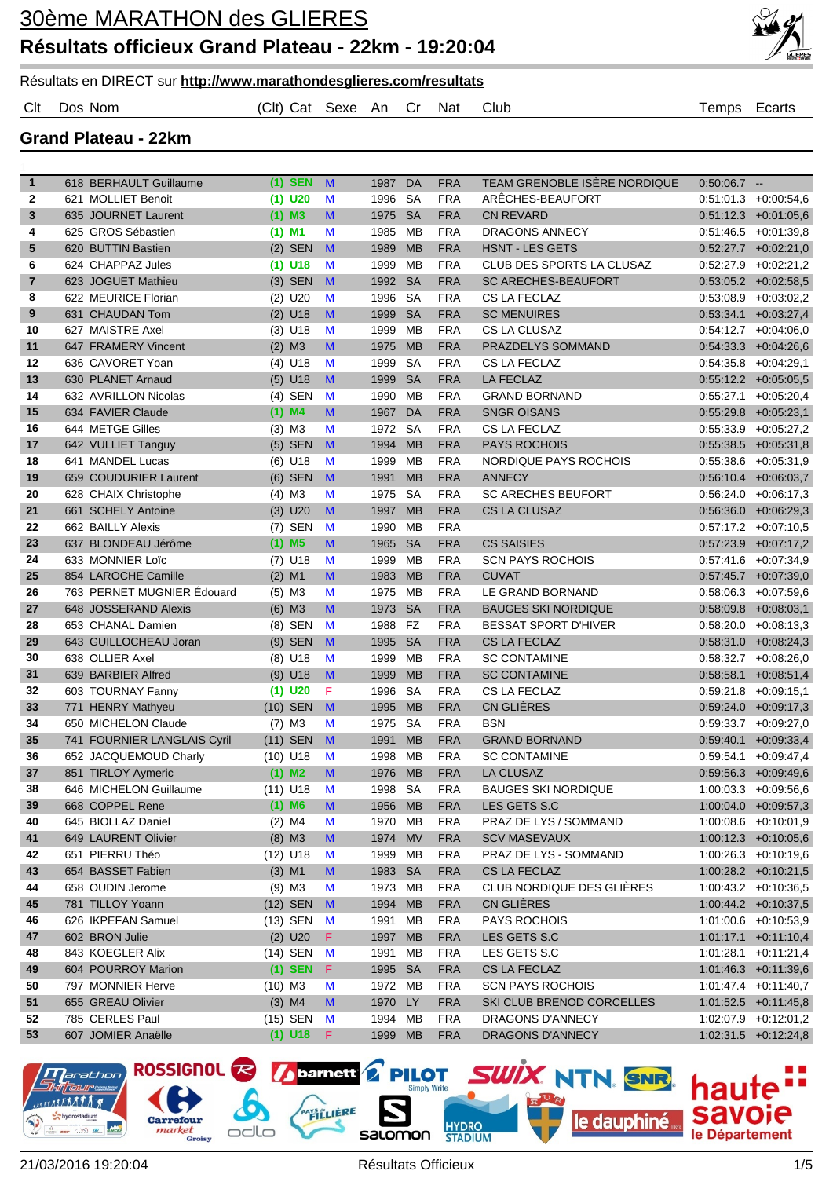# 30ème MARATHON des GLIERES

## Résultats officieux Grand Plateau - 22km - 19:20:04

Résultats en DIRECT sur **http://www.marathondesglieres.com/resultats**

### Grand Plateau - 22km

| Clt | Dos | Nom | (Clt) | Cat | Sexe | An | Cr | Nat | Club | Temps | Ecarts |
|---|---|---|---|---|---|---|---|---|---|---|---|
| 1 | 618 | BERHAULT Guillaume | (1) | SEN | M | 1987 | DA | FRA | TEAM GRENOBLE ISÈRE NORDIQUE | 0:50:06.7 | -- |
| 2 | 621 | MOLLIET Benoit | (1) | U20 | M | 1996 | SA | FRA | ARÊCHES-BEAUFORT | 0:51:01.3 | +0:00:54,6 |
| 3 | 635 | JOURNET Laurent | (1) | M3 | M | 1975 | SA | FRA | CN REVARD | 0:51:12.3 | +0:01:05,6 |
| 4 | 625 | GROS Sébastien | (1) | M1 | M | 1985 | MB | FRA | DRAGONS ANNECY | 0:51:46.5 | +0:01:39,8 |
| 5 | 620 | BUTTIN Bastien | (2) | SEN | M | 1989 | MB | FRA | HSNT - LES GETS | 0:52:27.7 | +0:02:21,0 |
| 6 | 624 | CHAPPAZ Jules | (1) | U18 | M | 1999 | MB | FRA | CLUB DES SPORTS LA CLUSAZ | 0:52:27.9 | +0:02:21,2 |
| 7 | 623 | JOGUET Mathieu | (3) | SEN | M | 1992 | SA | FRA | SC ARECHES-BEAUFORT | 0:53:05.2 | +0:02:58,5 |
| 8 | 622 | MEURICE Florian | (2) | U20 | M | 1996 | SA | FRA | CS LA FECLAZ | 0:53:08.9 | +0:03:02,2 |
| 9 | 631 | CHAUDAN Tom | (2) | U18 | M | 1999 | SA | FRA | SC MENUIRES | 0:53:34.1 | +0:03:27,4 |
| 10 | 627 | MAISTRE Axel | (3) | U18 | M | 1999 | MB | FRA | CS LA CLUSAZ | 0:54:12.7 | +0:04:06,0 |
| 11 | 647 | FRAMERY Vincent | (2) | M3 | M | 1975 | MB | FRA | PRAZDELYS SOMMAND | 0:54:33.3 | +0:04:26,6 |
| 12 | 636 | CAVORET Yoan | (4) | U18 | M | 1999 | SA | FRA | CS LA FECLAZ | 0:54:35.8 | +0:04:29,1 |
| 13 | 630 | PLANET Arnaud | (5) | U18 | M | 1999 | SA | FRA | LA FECLAZ | 0:55:12.2 | +0:05:05,5 |
| 14 | 632 | AVRILLON Nicolas | (4) | SEN | M | 1990 | MB | FRA | GRAND BORNAND | 0:55:27.1 | +0:05:20,4 |
| 15 | 634 | FAVIER Claude | (1) | M4 | M | 1967 | DA | FRA | SNGR OISANS | 0:55:29.8 | +0:05:23,1 |
| 16 | 644 | METGE Gilles | (3) | M3 | M | 1972 | SA | FRA | CS LA FECLAZ | 0:55:33.9 | +0:05:27,2 |
| 17 | 642 | VULLIET Tanguy | (5) | SEN | M | 1994 | MB | FRA | PAYS ROCHOIS | 0:55:38.5 | +0:05:31,8 |
| 18 | 641 | MANDEL Lucas | (6) | U18 | M | 1999 | MB | FRA | NORDIQUE PAYS ROCHOIS | 0:55:38.6 | +0:05:31,9 |
| 19 | 659 | COUDURIER Laurent | (6) | SEN | M | 1991 | MB | FRA | ANNECY | 0:56:10.4 | +0:06:03,7 |
| 20 | 628 | CHAIX Christophe | (4) | M3 | M | 1975 | SA | FRA | SC ARECHES BEUFORT | 0:56:24.0 | +0:06:17,3 |
| 21 | 661 | SCHELY Antoine | (3) | U20 | M | 1997 | MB | FRA | CS LA CLUSAZ | 0:56:36.0 | +0:06:29,3 |
| 22 | 662 | BAILLY Alexis | (7) | SEN | M | 1990 | MB | FRA |  | 0:57:17.2 | +0:07:10,5 |
| 23 | 637 | BLONDEAU Jérôme | (1) | M5 | M | 1965 | SA | FRA | CS SAISIES | 0:57:23.9 | +0:07:17,2 |
| 24 | 633 | MONNIER Loïc | (7) | U18 | M | 1999 | MB | FRA | SCN PAYS ROCHOIS | 0:57:41.6 | +0:07:34,9 |
| 25 | 854 | LAROCHE Camille | (2) | M1 | M | 1983 | MB | FRA | CUVAT | 0:57:45.7 | +0:07:39,0 |
| 26 | 763 | PERNET MUGNIER Édouard | (5) | M3 | M | 1975 | MB | FRA | LE GRAND BORNAND | 0:58:06.3 | +0:07:59,6 |
| 27 | 648 | JOSSERAND Alexis | (6) | M3 | M | 1973 | SA | FRA | BAUGES SKI NORDIQUE | 0:58:09.8 | +0:08:03,1 |
| 28 | 653 | CHANAL Damien | (8) | SEN | M | 1988 | FZ | FRA | BESSAT SPORT D'HIVER | 0:58:20.0 | +0:08:13,3 |
| 29 | 643 | GUILLOCHEAU Joran | (9) | SEN | M | 1995 | SA | FRA | CS LA FECLAZ | 0:58:31.0 | +0:08:24,3 |
| 30 | 638 | OLLIER Axel | (8) | U18 | M | 1999 | MB | FRA | SC CONTAMINE | 0:58:32.7 | +0:08:26,0 |
| 31 | 639 | BARBIER Alfred | (9) | U18 | M | 1999 | MB | FRA | SC CONTAMINE | 0:58:58.1 | +0:08:51,4 |
| 32 | 603 | TOURNAY Fanny | (1) | U20 | F | 1996 | SA | FRA | CS LA FECLAZ | 0:59:21.8 | +0:09:15,1 |
| 33 | 771 | HENRY Mathyeu | (10) | SEN | M | 1995 | MB | FRA | CN GLIÈRES | 0:59:24.0 | +0:09:17,3 |
| 34 | 650 | MICHELON Claude | (7) | M3 | M | 1975 | SA | FRA | BSN | 0:59:33.7 | +0:09:27,0 |
| 35 | 741 | FOURNIER LANGLAIS Cyril | (11) | SEN | M | 1991 | MB | FRA | GRAND BORNAND | 0:59:40.1 | +0:09:33,4 |
| 36 | 652 | JACQUEMOUD Charly | (10) | U18 | M | 1998 | MB | FRA | SC CONTAMINE | 0:59:54.1 | +0:09:47,4 |
| 37 | 851 | TIRLOY Aymeric | (1) | M2 | M | 1976 | MB | FRA | LA CLUSAZ | 0:59:56.3 | +0:09:49,6 |
| 38 | 646 | MICHELON Guillaume | (11) | U18 | M | 1998 | SA | FRA | BAUGES SKI NORDIQUE | 1:00:03.3 | +0:09:56,6 |
| 39 | 668 | COPPEL Rene | (1) | M6 | M | 1956 | MB | FRA | LES GETS S.C | 1:00:04.0 | +0:09:57,3 |
| 40 | 645 | BIOLLAZ Daniel | (2) | M4 | M | 1970 | MB | FRA | PRAZ DE LYS / SOMMAND | 1:00:08.6 | +0:10:01,9 |
| 41 | 649 | LAURENT Olivier | (8) | M3 | M | 1974 | MV | FRA | SCV MASEVAUX | 1:00:12.3 | +0:10:05,6 |
| 42 | 651 | PIERRU Théo | (12) | U18 | M | 1999 | MB | FRA | PRAZ DE LYS - SOMMAND | 1:00:26.3 | +0:10:19,6 |
| 43 | 654 | BASSET Fabien | (3) | M1 | M | 1983 | SA | FRA | CS LA FECLAZ | 1:00:28.2 | +0:10:21,5 |
| 44 | 658 | OUDIN Jerome | (9) | M3 | M | 1973 | MB | FRA | CLUB NORDIQUE DES GLIÈRES | 1:00:43.2 | +0:10:36,5 |
| 45 | 781 | TILLOY Yoann | (12) | SEN | M | 1994 | MB | FRA | CN GLIÈRES | 1:00:44.2 | +0:10:37,5 |
| 46 | 626 | IKPEFAN Samuel | (13) | SEN | M | 1991 | MB | FRA | PAYS ROCHOIS | 1:01:00.6 | +0:10:53,9 |
| 47 | 602 | BRON Julie | (2) | U20 | F | 1997 | MB | FRA | LES GETS S.C | 1:01:17.1 | +0:11:10,4 |
| 48 | 843 | KOEGLER Alix | (14) | SEN | M | 1991 | MB | FRA | LES GETS S.C | 1:01:28.1 | +0:11:21,4 |
| 49 | 604 | POURROY Marion | (1) | SEN | F | 1995 | SA | FRA | CS LA FECLAZ | 1:01:46.3 | +0:11:39,6 |
| 50 | 797 | MONNIER Herve | (10) | M3 | M | 1972 | MB | FRA | SCN PAYS ROCHOIS | 1:01:47.4 | +0:11:40,7 |
| 51 | 655 | GREAU Olivier | (3) | M4 | M | 1970 | LY | FRA | SKI CLUB BRENOD CORCELLES | 1:01:52.5 | +0:11:45,8 |
| 52 | 785 | CERLES Paul | (15) | SEN | M | 1994 | MB | FRA | DRAGONS D'ANNECY | 1:02:07.9 | +0:12:01,2 |
| 53 | 607 | JOMIER Anaëlle | (1) | U18 | F | 1999 | MB | FRA | DRAGONS D'ANNECY | 1:02:31.5 | +0:12:24,8 |

21/03/2016 19:20:04 — Résultats Officieux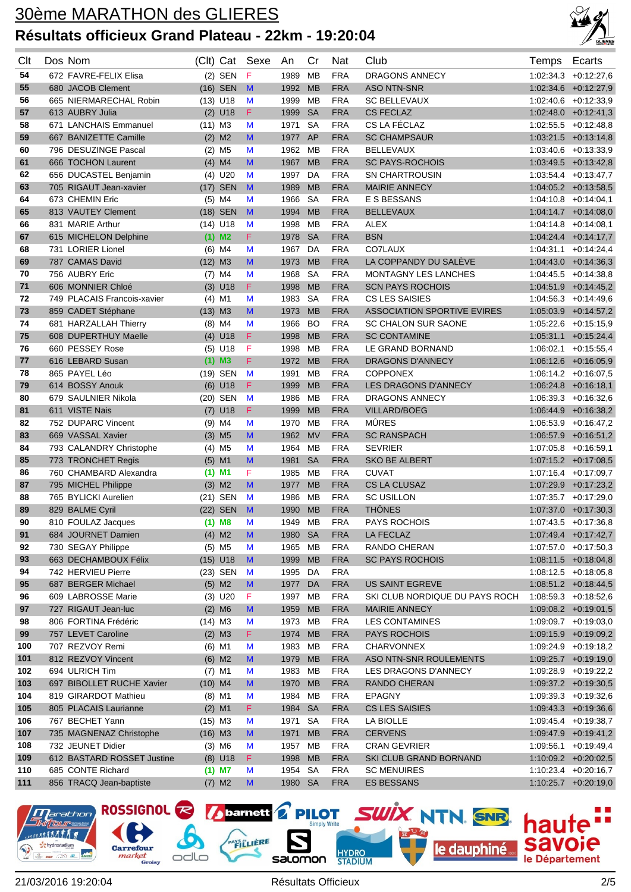# 30ème MARATHON des GLIERES

## Résultats officieux Grand Plateau - 22km - 19:20:04

| Clt | Dos | Nom | (Clt) | Cat | Sexe | An | Cr | Nat | Club | Temps | Ecarts |
|---|---|---|---|---|---|---|---|---|---|---|---|
| 54 | 672 | FAVRE-FELIX Elisa | (2) | SEN | F | 1989 | MB | FRA | DRAGONS ANNECY | 1:02:34.3 | +0:12:27,6 |
| 55 | 680 | JACOB Clement | (16) | SEN | M | 1992 | MB | FRA | ASO NTN-SNR | 1:02:34.6 | +0:12:27,9 |
| 56 | 665 | NIERMARECHAL Robin | (13) | U18 | M | 1999 | MB | FRA | SC BELLEVAUX | 1:02:40.6 | +0:12:33,9 |
| 57 | 613 | AUBRY Julia | (2) | U18 | F | 1999 | SA | FRA | CS FECLAZ | 1:02:48.0 | +0:12:41,3 |
| 58 | 671 | LANCHAIS Emmanuel | (11) | M3 | M | 1971 | SA | FRA | CS LA FÉCLAZ | 1:02:55.5 | +0:12:48,8 |
| 59 | 667 | BANIZETTE Camille | (2) | M2 | M | 1977 | AP | FRA | SC CHAMPSAUR | 1:03:21.5 | +0:13:14,8 |
| 60 | 796 | DESUZINGE Pascal | (2) | M5 | M | 1962 | MB | FRA | BELLEVAUX | 1:03:40.6 | +0:13:33,9 |
| 61 | 666 | TOCHON Laurent | (4) | M4 | M | 1967 | MB | FRA | SC PAYS-ROCHOIS | 1:03:49.5 | +0:13:42,8 |
| 62 | 656 | DUCASTEL Benjamin | (4) | U20 | M | 1997 | DA | FRA | SN CHARTROUSIN | 1:03:54.4 | +0:13:47,7 |
| 63 | 705 | RIGAUT Jean-xavier | (17) | SEN | M | 1989 | MB | FRA | MAIRIE ANNECY | 1:04:05.2 | +0:13:58,5 |
| 64 | 673 | CHEMIN Eric | (5) | M4 | M | 1966 | SA | FRA | E S BESSANS | 1:04:10.8 | +0:14:04,1 |
| 65 | 813 | VAUTEY Clement | (18) | SEN | M | 1994 | MB | FRA | BELLEVAUX | 1:04:14.7 | +0:14:08,0 |
| 66 | 831 | MARIE Arthur | (14) | U18 | M | 1998 | MB | FRA | ALEX | 1:04:14.8 | +0:14:08,1 |
| 67 | 615 | MICHELON Delphine | (1) | M2 | F | 1978 | SA | FRA | BSN | 1:04:24.4 | +0:14:17,7 |
| 68 | 731 | LORIER Lionel | (6) | M4 | M | 1967 | DA | FRA | CO7LAUX | 1:04:31.1 | +0:14:24,4 |
| 69 | 787 | CAMAS David | (12) | M3 | M | 1973 | MB | FRA | LA COPPANDY DU SALÈVE | 1:04:43.0 | +0:14:36,3 |
| 70 | 756 | AUBRY Eric | (7) | M4 | M | 1968 | SA | FRA | MONTAGNY LES LANCHES | 1:04:45.5 | +0:14:38,8 |
| 71 | 606 | MONNIER Chloé | (3) | U18 | F | 1998 | MB | FRA | SCN PAYS ROCHOIS | 1:04:51.9 | +0:14:45,2 |
| 72 | 749 | PLACAIS Francois-xavier | (4) | M1 | M | 1983 | SA | FRA | CS LES SAISIES | 1:04:56.3 | +0:14:49,6 |
| 73 | 859 | CADET Stéphane | (13) | M3 | M | 1973 | MB | FRA | ASSOCIATION SPORTIVE EVIRES | 1:05:03.9 | +0:14:57,2 |
| 74 | 681 | HARZALLAH Thierry | (8) | M4 | M | 1966 | BO | FRA | SC CHALON SUR SAONE | 1:05:22.6 | +0:15:15,9 |
| 75 | 608 | DUPERTHUY Maelle | (4) | U18 | F | 1998 | MB | FRA | SC CONTAMINE | 1:05:31.1 | +0:15:24,4 |
| 76 | 660 | PESSEY Rose | (5) | U18 | F | 1998 | MB | FRA | LE GRAND BORNAND | 1:06:02.1 | +0:15:55,4 |
| 77 | 616 | LEBARD Susan | (1) | M3 | F | 1972 | MB | FRA | DRAGONS D'ANNECY | 1:06:12.6 | +0:16:05,9 |
| 78 | 865 | PAYEL Léo | (19) | SEN | M | 1991 | MB | FRA | COPPONEX | 1:06:14.2 | +0:16:07,5 |
| 79 | 614 | BOSSY Anouk | (6) | U18 | F | 1999 | MB | FRA | LES DRAGONS D'ANNECY | 1:06:24.8 | +0:16:18,1 |
| 80 | 679 | SAULNIER Nikola | (20) | SEN | M | 1986 | MB | FRA | DRAGONS ANNECY | 1:06:39.3 | +0:16:32,6 |
| 81 | 611 | VISTE Nais | (7) | U18 | F | 1999 | MB | FRA | VILLARD/BOEG | 1:06:44.9 | +0:16:38,2 |
| 82 | 752 | DUPARC Vincent | (9) | M4 | M | 1970 | MB | FRA | MÛRES | 1:06:53.9 | +0:16:47,2 |
| 83 | 669 | VASSAL Xavier | (3) | M5 | M | 1962 | MV | FRA | SC RANSPACH | 1:06:57.9 | +0:16:51,2 |
| 84 | 793 | CALANDRY Christophe | (4) | M5 | M | 1964 | MB | FRA | SEVRIER | 1:07:05.8 | +0:16:59,1 |
| 85 | 773 | TRONCHET Regis | (5) | M1 | M | 1981 | SA | FRA | SKO BE ALBERT | 1:07:15.2 | +0:17:08,5 |
| 86 | 760 | CHAMBARD Alexandra | (1) | M1 | F | 1985 | MB | FRA | CUVAT | 1:07:16.4 | +0:17:09,7 |
| 87 | 795 | MICHEL Philippe | (3) | M2 | M | 1977 | MB | FRA | CS LA CLUSAZ | 1:07:29.9 | +0:17:23,2 |
| 88 | 765 | BYLICKI Aurelien | (21) | SEN | M | 1986 | MB | FRA | SC USILLON | 1:07:35.7 | +0:17:29,0 |
| 89 | 829 | BALME Cyril | (22) | SEN | M | 1990 | MB | FRA | THÔNES | 1:07:37.0 | +0:17:30,3 |
| 90 | 810 | FOULAZ Jacques | (1) | M8 | M | 1949 | MB | FRA | PAYS ROCHOIS | 1:07:43.5 | +0:17:36,8 |
| 91 | 684 | JOURNET Damien | (4) | M2 | M | 1980 | SA | FRA | LA FECLAZ | 1:07:49.4 | +0:17:42,7 |
| 92 | 730 | SEGAY Philippe | (5) | M5 | M | 1965 | MB | FRA | RANDO CHERAN | 1:07:57.0 | +0:17:50,3 |
| 93 | 663 | DECHAMBOUX Félix | (15) | U18 | M | 1999 | MB | FRA | SC PAYS ROCHOIS | 1:08:11.5 | +0:18:04,8 |
| 94 | 742 | HERVIEU Pierre | (23) | SEN | M | 1995 | DA | FRA | | 1:08:12.5 | +0:18:05,8 |
| 95 | 687 | BERGER Michael | (5) | M2 | M | 1977 | DA | FRA | US SAINT EGREVE | 1:08:51.2 | +0:18:44,5 |
| 96 | 609 | LABROSSE Marie | (3) | U20 | F | 1997 | MB | FRA | SKI CLUB NORDIQUE DU PAYS ROCH | 1:08:59.3 | +0:18:52,6 |
| 97 | 727 | RIGAUT Jean-luc | (2) | M6 | M | 1959 | MB | FRA | MAIRIE ANNECY | 1:09:08.2 | +0:19:01,5 |
| 98 | 806 | FORTINA Frédéric | (14) | M3 | M | 1973 | MB | FRA | LES CONTAMINES | 1:09:09.7 | +0:19:03,0 |
| 99 | 757 | LEVET Caroline | (2) | M3 | F | 1974 | MB | FRA | PAYS ROCHOIS | 1:09:15.9 | +0:19:09,2 |
| 100 | 707 | REZVOY Remi | (6) | M1 | M | 1983 | MB | FRA | CHARVONNEX | 1:09:24.9 | +0:19:18,2 |
| 101 | 812 | REZVOY Vincent | (6) | M2 | M | 1979 | MB | FRA | ASO NTN-SNR ROULEMENTS | 1:09:25.7 | +0:19:19,0 |
| 102 | 694 | ULRICH Tim | (7) | M1 | M | 1983 | MB | FRA | LES DRAGONS D'ANNECY | 1:09:28.9 | +0:19:22,2 |
| 103 | 697 | BIBOLLET RUCHE Xavier | (10) | M4 | M | 1970 | MB | FRA | RANDO CHERAN | 1:09:37.2 | +0:19:30,5 |
| 104 | 819 | GIRARDOT Mathieu | (8) | M1 | M | 1984 | MB | FRA | EPAGNY | 1:09:39.3 | +0:19:32,6 |
| 105 | 805 | PLACAIS Laurianne | (2) | M1 | F | 1984 | SA | FRA | CS LES SAISIES | 1:09:43.3 | +0:19:36,6 |
| 106 | 767 | BECHET Yann | (15) | M3 | M | 1971 | SA | FRA | LA BIOLLE | 1:09:45.4 | +0:19:38,7 |
| 107 | 735 | MAGNENAZ Christophe | (16) | M3 | M | 1971 | MB | FRA | CERVENS | 1:09:47.9 | +0:19:41,2 |
| 108 | 732 | JEUNET Didier | (3) | M6 | M | 1957 | MB | FRA | CRAN GEVRIER | 1:09:56.1 | +0:19:49,4 |
| 109 | 612 | BASTARD ROSSET Justine | (8) | U18 | F | 1998 | MB | FRA | SKI CLUB GRAND BORNAND | 1:10:09.2 | +0:20:02,5 |
| 110 | 685 | CONTE Richard | (1) | M7 | M | 1954 | SA | FRA | SC MENUIRES | 1:10:23.4 | +0:20:16,7 |
| 111 | 856 | TRACQ Jean-baptiste | (7) | M2 | M | 1980 | SA | FRA | ES BESSANS | 1:10:25.7 | +0:20:19,0 |

21/03/2016 19:20:04 Résultats Officieux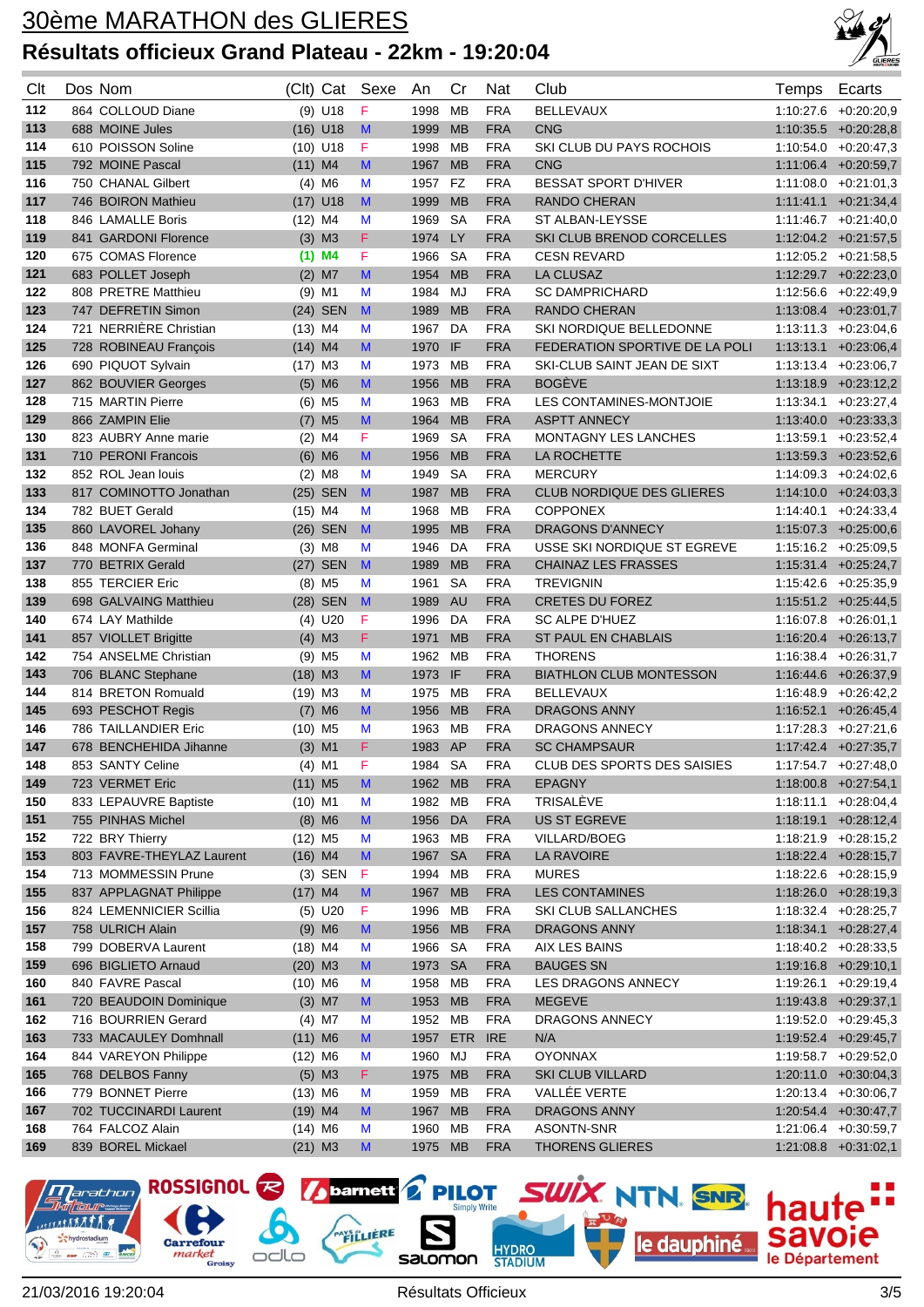# 30ème MARATHON des GLIERES

## Résultats officieux Grand Plateau - 22km - 19:20:04

| Clt | Dos | Nom | (Clt) | Cat | Sexe | An | Cr | Nat | Club | Temps | Ecarts |
|---|---|---|---|---|---|---|---|---|---|---|---|
| 112 | 864 | COLLOUD Diane | (9) | U18 | F | 1998 | MB | FRA | BELLEVAUX | 1:10:27.6 | +0:20:20,9 |
| 113 | 688 | MOINE Jules | (16) | U18 | M | 1999 | MB | FRA | CNG | 1:10:35.5 | +0:20:28,8 |
| 114 | 610 | POISSON Soline | (10) | U18 | F | 1998 | MB | FRA | SKI CLUB DU PAYS ROCHOIS | 1:10:54.0 | +0:20:47,3 |
| 115 | 792 | MOINE Pascal | (11) | M4 | M | 1967 | MB | FRA | CNG | 1:11:06.4 | +0:20:59,7 |
| 116 | 750 | CHANAL Gilbert | (4) | M6 | M | 1957 | FZ | FRA | BESSAT SPORT D'HIVER | 1:11:08.0 | +0:21:01,3 |
| 117 | 746 | BOIRON Mathieu | (17) | U18 | M | 1999 | MB | FRA | RANDO CHERAN | 1:11:41.1 | +0:21:34,4 |
| 118 | 846 | LAMALLE Boris | (12) | M4 | M | 1969 | SA | FRA | ST ALBAN-LEYSSE | 1:11:46.7 | +0:21:40,0 |
| 119 | 841 | GARDONI Florence | (3) | M3 | F | 1974 | LY | FRA | SKI CLUB BRENOD CORCELLES | 1:12:04.2 | +0:21:57,5 |
| 120 | 675 | COMAS Florence | (1) | M4 | F | 1966 | SA | FRA | CESN REVARD | 1:12:05.2 | +0:21:58,5 |
| 121 | 683 | POLLET Joseph | (2) | M7 | M | 1954 | MB | FRA | LA CLUSAZ | 1:12:29.7 | +0:22:23,0 |
| 122 | 808 | PRETRE Matthieu | (9) | M1 | M | 1984 | MJ | FRA | SC DAMPRICHARD | 1:12:56.6 | +0:22:49,9 |
| 123 | 747 | DEFRETIN Simon | (24) | SEN | M | 1989 | MB | FRA | RANDO CHERAN | 1:13:08.4 | +0:23:01,7 |
| 124 | 721 | NERRIÈRE Christian | (13) | M4 | M | 1967 | DA | FRA | SKI NORDIQUE BELLEDONNE | 1:13:11.3 | +0:23:04,6 |
| 125 | 728 | ROBINEAU François | (14) | M4 | M | 1970 | IF | FRA | FEDERATION SPORTIVE DE LA POLI | 1:13:13.1 | +0:23:06,4 |
| 126 | 690 | PIQUOT Sylvain | (17) | M3 | M | 1973 | MB | FRA | SKI-CLUB SAINT JEAN DE SIXT | 1:13:13.4 | +0:23:06,7 |
| 127 | 862 | BOUVIER Georges | (5) | M6 | M | 1956 | MB | FRA | BOGÈVE | 1:13:18.9 | +0:23:12,2 |
| 128 | 715 | MARTIN Pierre | (6) | M5 | M | 1963 | MB | FRA | LES CONTAMINES-MONTJOIE | 1:13:34.1 | +0:23:27,4 |
| 129 | 866 | ZAMPIN Elie | (7) | M5 | M | 1964 | MB | FRA | ASPTT ANNECY | 1:13:40.0 | +0:23:33,3 |
| 130 | 823 | AUBRY Anne marie | (2) | M4 | F | 1969 | SA | FRA | MONTAGNY LES LANCHES | 1:13:59.1 | +0:23:52,4 |
| 131 | 710 | PERONI Francois | (6) | M6 | M | 1956 | MB | FRA | LA ROCHETTE | 1:13:59.3 | +0:23:52,6 |
| 132 | 852 | ROL Jean louis | (2) | M8 | M | 1949 | SA | FRA | MERCURY | 1:14:09.3 | +0:24:02,6 |
| 133 | 817 | COMINOTTO Jonathan | (25) | SEN | M | 1987 | MB | FRA | CLUB NORDIQUE DES GLIERES | 1:14:10.0 | +0:24:03,3 |
| 134 | 782 | BUET Gerald | (15) | M4 | M | 1968 | MB | FRA | COPPONEX | 1:14:40.1 | +0:24:33,4 |
| 135 | 860 | LAVOREL Johany | (26) | SEN | M | 1995 | MB | FRA | DRAGONS D'ANNECY | 1:15:07.3 | +0:25:00,6 |
| 136 | 848 | MONFA Germinal | (3) | M8 | M | 1946 | DA | FRA | USSE SKI NORDIQUE ST EGREVE | 1:15:16.2 | +0:25:09,5 |
| 137 | 770 | BETRIX Gerald | (27) | SEN | M | 1989 | MB | FRA | CHAINAZ LES FRASSES | 1:15:31.4 | +0:25:24,7 |
| 138 | 855 | TERCIER Eric | (8) | M5 | M | 1961 | SA | FRA | TREVIGNIN | 1:15:42.6 | +0:25:35,9 |
| 139 | 698 | GALVAING Matthieu | (28) | SEN | M | 1989 | AU | FRA | CRETES DU FOREZ | 1:15:51.2 | +0:25:44,5 |
| 140 | 674 | LAY Mathilde | (4) | U20 | F | 1996 | DA | FRA | SC ALPE D'HUEZ | 1:16:07.8 | +0:26:01,1 |
| 141 | 857 | VIOLLET Brigitte | (4) | M3 | F | 1971 | MB | FRA | ST PAUL EN CHABLAIS | 1:16:20.4 | +0:26:13,7 |
| 142 | 754 | ANSELME Christian | (9) | M5 | M | 1962 | MB | FRA | THORENS | 1:16:38.4 | +0:26:31,7 |
| 143 | 706 | BLANC Stephane | (18) | M3 | M | 1973 | IF | FRA | BIATHLON CLUB MONTESSON | 1:16:44.6 | +0:26:37,9 |
| 144 | 814 | BRETON Romuald | (19) | M3 | M | 1975 | MB | FRA | BELLEVAUX | 1:16:48.9 | +0:26:42,2 |
| 145 | 693 | PESCHOT Regis | (7) | M6 | M | 1956 | MB | FRA | DRAGONS ANNY | 1:16:52.1 | +0:26:45,4 |
| 146 | 786 | TAILLANDIER Eric | (10) | M5 | M | 1963 | MB | FRA | DRAGONS ANNECY | 1:17:28.3 | +0:27:21,6 |
| 147 | 678 | BENCHEHIDA Jihanne | (3) | M1 | F | 1983 | AP | FRA | SC CHAMPSAUR | 1:17:42.4 | +0:27:35,7 |
| 148 | 853 | SANTY Celine | (4) | M1 | F | 1984 | SA | FRA | CLUB DES SPORTS DES SAISIES | 1:17:54.7 | +0:27:48,0 |
| 149 | 723 | VERMET Eric | (11) | M5 | M | 1962 | MB | FRA | EPAGNY | 1:18:00.8 | +0:27:54,1 |
| 150 | 833 | LEPAUVRE Baptiste | (10) | M1 | M | 1982 | MB | FRA | TRISALÈVE | 1:18:11.1 | +0:28:04,4 |
| 151 | 755 | PINHAS Michel | (8) | M6 | M | 1956 | DA | FRA | US ST EGREVE | 1:18:19.1 | +0:28:12,4 |
| 152 | 722 | BRY Thierry | (12) | M5 | M | 1963 | MB | FRA | VILLARD/BOEG | 1:18:21.9 | +0:28:15,2 |
| 153 | 803 | FAVRE-THEYLAZ Laurent | (16) | M4 | M | 1967 | SA | FRA | LA RAVOIRE | 1:18:22.4 | +0:28:15,7 |
| 154 | 713 | MOMMESSIN Prune | (3) | SEN | F | 1994 | MB | FRA | MURES | 1:18:22.6 | +0:28:15,9 |
| 155 | 837 | APPLAGNAT Philippe | (17) | M4 | M | 1967 | MB | FRA | LES CONTAMINES | 1:18:26.0 | +0:28:19,3 |
| 156 | 824 | LEMENNICIER Scillia | (5) | U20 | F | 1996 | MB | FRA | SKI CLUB SALLANCHES | 1:18:32.4 | +0:28:25,7 |
| 157 | 758 | ULRICH Alain | (9) | M6 | M | 1956 | MB | FRA | DRAGONS ANNY | 1:18:34.1 | +0:28:27,4 |
| 158 | 799 | DOBERVA Laurent | (18) | M4 | M | 1966 | SA | FRA | AIX LES BAINS | 1:18:40.2 | +0:28:33,5 |
| 159 | 696 | BIGLIETO Arnaud | (20) | M3 | M | 1973 | SA | FRA | BAUGES SN | 1:19:16.8 | +0:29:10,1 |
| 160 | 840 | FAVRE Pascal | (10) | M6 | M | 1958 | MB | FRA | LES DRAGONS ANNECY | 1:19:26.1 | +0:29:19,4 |
| 161 | 720 | BEAUDOIN Dominique | (3) | M7 | M | 1953 | MB | FRA | MEGEVE | 1:19:43.8 | +0:29:37,1 |
| 162 | 716 | BOURRIEN Gerard | (4) | M7 | M | 1952 | MB | FRA | DRAGONS ANNECY | 1:19:52.0 | +0:29:45,3 |
| 163 | 733 | MACAULEY Domhnall | (11) | M6 | M | 1957 | ETR | IRE | N/A | 1:19:52.4 | +0:29:45,7 |
| 164 | 844 | VAREYON Philippe | (12) | M6 | M | 1960 | MJ | FRA | OYONNAX | 1:19:58.7 | +0:29:52,0 |
| 165 | 768 | DELBOS Fanny | (5) | M3 | F | 1975 | MB | FRA | SKI CLUB VILLARD | 1:20:11.0 | +0:30:04,3 |
| 166 | 779 | BONNET Pierre | (13) | M6 | M | 1959 | MB | FRA | VALLÉE VERTE | 1:20:13.4 | +0:30:06,7 |
| 167 | 702 | TUCCINARDI Laurent | (19) | M4 | M | 1967 | MB | FRA | DRAGONS ANNY | 1:20:54.4 | +0:30:47,7 |
| 168 | 764 | FALCOZ Alain | (14) | M6 | M | 1960 | MB | FRA | ASONTN-SNR | 1:21:06.4 | +0:30:59,7 |
| 169 | 839 | BOREL Mickael | (21) | M3 | M | 1975 | MB | FRA | THORENS GLIERES | 1:21:08.8 | +0:31:02,1 |

21/03/2016 19:20:04 — Résultats Officieux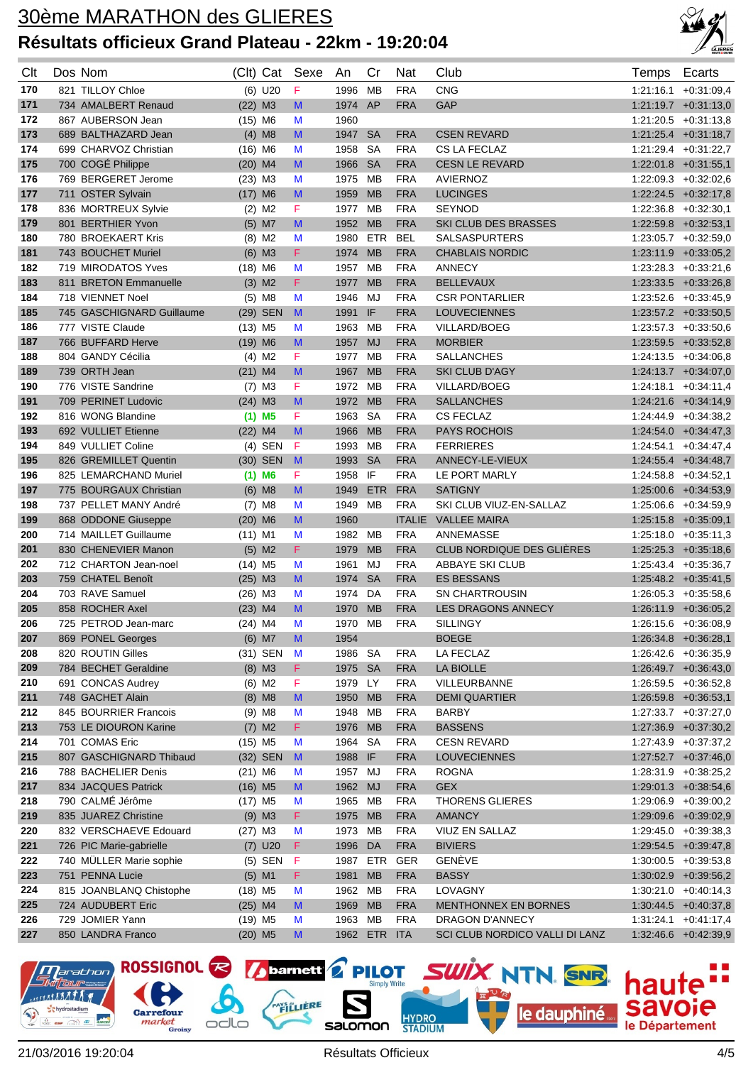# 30ème MARATHON des GLIERES

## Résultats officieux Grand Plateau - 22km - 19:20:04

| Clt | Dos | Nom | (Clt) | Cat | Sexe | An | Cr | Nat | Club | Temps | Ecarts |
|---|---|---|---|---|---|---|---|---|---|---|---|
| 170 | 821 | TILLOY Chloe | (6) | U20 | F | 1996 | MB | FRA | CNG | 1:21:16.1 | +0:31:09,4 |
| 171 | 734 | AMALBERT Renaud | (22) | M3 | M | 1974 | AP | FRA | GAP | 1:21:19.7 | +0:31:13,0 |
| 172 | 867 | AUBERSON Jean | (15) | M6 | M | 1960 | | | | 1:21:20.5 | +0:31:13,8 |
| 173 | 689 | BALTHAZARD Jean | (4) | M8 | M | 1947 | SA | FRA | CSEN REVARD | 1:21:25.4 | +0:31:18,7 |
| 174 | 699 | CHARVOZ Christian | (16) | M6 | M | 1958 | SA | FRA | CS LA FECLAZ | 1:21:29.4 | +0:31:22,7 |
| 175 | 700 | COGÉ Philippe | (20) | M4 | M | 1966 | SA | FRA | CESN LE REVARD | 1:22:01.8 | +0:31:55,1 |
| 176 | 769 | BERGERET Jerome | (23) | M3 | M | 1975 | MB | FRA | AVIERNOZ | 1:22:09.3 | +0:32:02,6 |
| 177 | 711 | OSTER Sylvain | (17) | M6 | M | 1959 | MB | FRA | LUCINGES | 1:22:24.5 | +0:32:17,8 |
| 178 | 836 | MORTREUX Sylvie | (2) | M2 | F | 1977 | MB | FRA | SEYNOD | 1:22:36.8 | +0:32:30,1 |
| 179 | 801 | BERTHIER Yvon | (5) | M7 | M | 1952 | MB | FRA | SKI CLUB DES BRASSES | 1:22:59.8 | +0:32:53,1 |
| 180 | 780 | BROEKAERT Kris | (8) | M2 | M | 1980 | ETR | BEL | SALSASPURTERS | 1:23:05.7 | +0:32:59,0 |
| 181 | 743 | BOUCHET Muriel | (6) | M3 | F | 1974 | MB | FRA | CHABLAIS NORDIC | 1:23:11.9 | +0:33:05,2 |
| 182 | 719 | MIRODATOS Yves | (18) | M6 | M | 1957 | MB | FRA | ANNECY | 1:23:28.3 | +0:33:21,6 |
| 183 | 811 | BRETON Emmanuelle | (3) | M2 | F | 1977 | MB | FRA | BELLEVAUX | 1:23:33.5 | +0:33:26,8 |
| 184 | 718 | VIENNET Noel | (5) | M8 | M | 1946 | MJ | FRA | CSR PONTARLIER | 1:23:52.6 | +0:33:45,9 |
| 185 | 745 | GASCHIGNARD Guillaume | (29) | SEN | M | 1991 | IF | FRA | LOUVECIENNES | 1:23:57.2 | +0:33:50,5 |
| 186 | 777 | VISTE Claude | (13) | M5 | M | 1963 | MB | FRA | VILLARD/BOEG | 1:23:57.3 | +0:33:50,6 |
| 187 | 766 | BUFFARD Herve | (19) | M6 | M | 1957 | MJ | FRA | MORBIER | 1:23:59.5 | +0:33:52,8 |
| 188 | 804 | GANDY Cécilia | (4) | M2 | F | 1977 | MB | FRA | SALLANCHES | 1:24:13.5 | +0:34:06,8 |
| 189 | 739 | ORTH Jean | (21) | M4 | M | 1967 | MB | FRA | SKI CLUB D'AGY | 1:24:13.7 | +0:34:07,0 |
| 190 | 776 | VISTE Sandrine | (7) | M3 | F | 1972 | MB | FRA | VILLARD/BOEG | 1:24:18.1 | +0:34:11,4 |
| 191 | 709 | PERINET Ludovic | (24) | M3 | M | 1972 | MB | FRA | SALLANCHES | 1:24:21.6 | +0:34:14,9 |
| 192 | 816 | WONG Blandine | **(1)** | **M5** | F | 1963 | SA | FRA | CS FECLAZ | 1:24:44.9 | +0:34:38,2 |
| 193 | 692 | VULLIET Etienne | (22) | M4 | M | 1966 | MB | FRA | PAYS ROCHOIS | 1:24:54.0 | +0:34:47,3 |
| 194 | 849 | VULLIET Coline | (4) | SEN | F | 1993 | MB | FRA | FERRIERES | 1:24:54.1 | +0:34:47,4 |
| 195 | 826 | GREMILLET Quentin | (30) | SEN | M | 1993 | SA | FRA | ANNECY-LE-VIEUX | 1:24:55.4 | +0:34:48,7 |
| 196 | 825 | LEMARCHAND Muriel | **(1)** | **M6** | F | 1958 | IF | FRA | LE PORT MARLY | 1:24:58.8 | +0:34:52,1 |
| 197 | 775 | BOURGAUX Christian | (6) | M8 | M | 1949 | ETR | FRA | SATIGNY | 1:25:00.6 | +0:34:53,9 |
| 198 | 737 | PELLET MANY André | (7) | M8 | M | 1949 | MB | FRA | SKI CLUB VIUZ-EN-SALLAZ | 1:25:06.6 | +0:34:59,9 |
| 199 | 868 | ODDONE Giuseppe | (20) | M6 | M | 1960 | | ITALIE | VALLEE MAIRA | 1:25:15.8 | +0:35:09,1 |
| 200 | 714 | MAILLET Guillaume | (11) | M1 | M | 1982 | MB | FRA | ANNEMASSE | 1:25:18.0 | +0:35:11,3 |
| 201 | 830 | CHENEVIER Manon | (5) | M2 | F | 1979 | MB | FRA | CLUB NORDIQUE DES GLIÈRES | 1:25:25.3 | +0:35:18,6 |
| 202 | 712 | CHARTON Jean-noel | (14) | M5 | M | 1961 | MJ | FRA | ABBAYE SKI CLUB | 1:25:43.4 | +0:35:36,7 |
| 203 | 759 | CHATEL Benoît | (25) | M3 | M | 1974 | SA | FRA | ES BESSANS | 1:25:48.2 | +0:35:41,5 |
| 204 | 703 | RAVE Samuel | (26) | M3 | M | 1974 | DA | FRA | SN CHARTROUSIN | 1:26:05.3 | +0:35:58,6 |
| 205 | 858 | ROCHER Axel | (23) | M4 | M | 1970 | MB | FRA | LES DRAGONS ANNECY | 1:26:11.9 | +0:36:05,2 |
| 206 | 725 | PETROD Jean-marc | (24) | M4 | M | 1970 | MB | FRA | SILLINGY | 1:26:15.6 | +0:36:08,9 |
| 207 | 869 | PONEL Georges | (6) | M7 | M | 1954 | | | BOEGE | 1:26:34.8 | +0:36:28,1 |
| 208 | 820 | ROUTIN Gilles | (31) | SEN | M | 1986 | SA | FRA | LA FECLAZ | 1:26:42.6 | +0:36:35,9 |
| 209 | 784 | BECHET Geraldine | (8) | M3 | F | 1975 | SA | FRA | LA BIOLLE | 1:26:49.7 | +0:36:43,0 |
| 210 | 691 | CONCAS Audrey | (6) | M2 | F | 1979 | LY | FRA | VILLEURBANNE | 1:26:59.5 | +0:36:52,8 |
| 211 | 748 | GACHET Alain | (8) | M8 | M | 1950 | MB | FRA | DEMI QUARTIER | 1:26:59.8 | +0:36:53,1 |
| 212 | 845 | BOURRIER Francois | (9) | M8 | M | 1948 | MB | FRA | BARBY | 1:27:33.7 | +0:37:27,0 |
| 213 | 753 | LE DIOURON Karine | (7) | M2 | F | 1976 | MB | FRA | BASSENS | 1:27:36.9 | +0:37:30,2 |
| 214 | 701 | COMAS Eric | (15) | M5 | M | 1964 | SA | FRA | CESN REVARD | 1:27:43.9 | +0:37:37,2 |
| 215 | 807 | GASCHIGNARD Thibaud | (32) | SEN | M | 1988 | IF | FRA | LOUVECIENNES | 1:27:52.7 | +0:37:46,0 |
| 216 | 788 | BACHELIER Denis | (21) | M6 | M | 1957 | MJ | FRA | ROGNA | 1:28:31.9 | +0:38:25,2 |
| 217 | 834 | JACQUES Patrick | (16) | M5 | M | 1962 | MJ | FRA | GEX | 1:29:01.3 | +0:38:54,6 |
| 218 | 790 | CALMÉ Jérôme | (17) | M5 | M | 1965 | MB | FRA | THORENS GLIERES | 1:29:06.9 | +0:39:00,2 |
| 219 | 835 | JUAREZ Christine | (9) | M3 | F | 1975 | MB | FRA | AMANCY | 1:29:09.6 | +0:39:02,9 |
| 220 | 832 | VERSCHAEVE Edouard | (27) | M3 | M | 1973 | MB | FRA | VIUZ EN SALLAZ | 1:29:45.0 | +0:39:38,3 |
| 221 | 726 | PIC Marie-gabrielle | (7) | U20 | F | 1996 | DA | FRA | BIVIERS | 1:29:54.5 | +0:39:47,8 |
| 222 | 740 | MÜLLER Marie sophie | (5) | SEN | F | 1987 | ETR | GER | GENÈVE | 1:30:00.5 | +0:39:53,8 |
| 223 | 751 | PENNA Lucie | (5) | M1 | F | 1981 | MB | FRA | BASSY | 1:30:02.9 | +0:39:56,2 |
| 224 | 815 | JOANBLANQ Chistophe | (18) | M5 | M | 1962 | MB | FRA | LOVAGNY | 1:30:21.0 | +0:40:14,3 |
| 225 | 724 | AUDUBERT Eric | (25) | M4 | M | 1969 | MB | FRA | MENTHONNEX EN BORNES | 1:30:44.5 | +0:40:37,8 |
| 226 | 729 | JOMIER Yann | (19) | M5 | M | 1963 | MB | FRA | DRAGON D'ANNECY | 1:31:24.1 | +0:41:17,4 |
| 227 | 850 | LANDRA Franco | (20) | M5 | M | 1962 | ETR | ITA | SCI CLUB NORDICO VALLI DI LANZ | 1:32:46.6 | +0:42:39,9 |

21/03/2016 19:20:04 — Résultats Officieux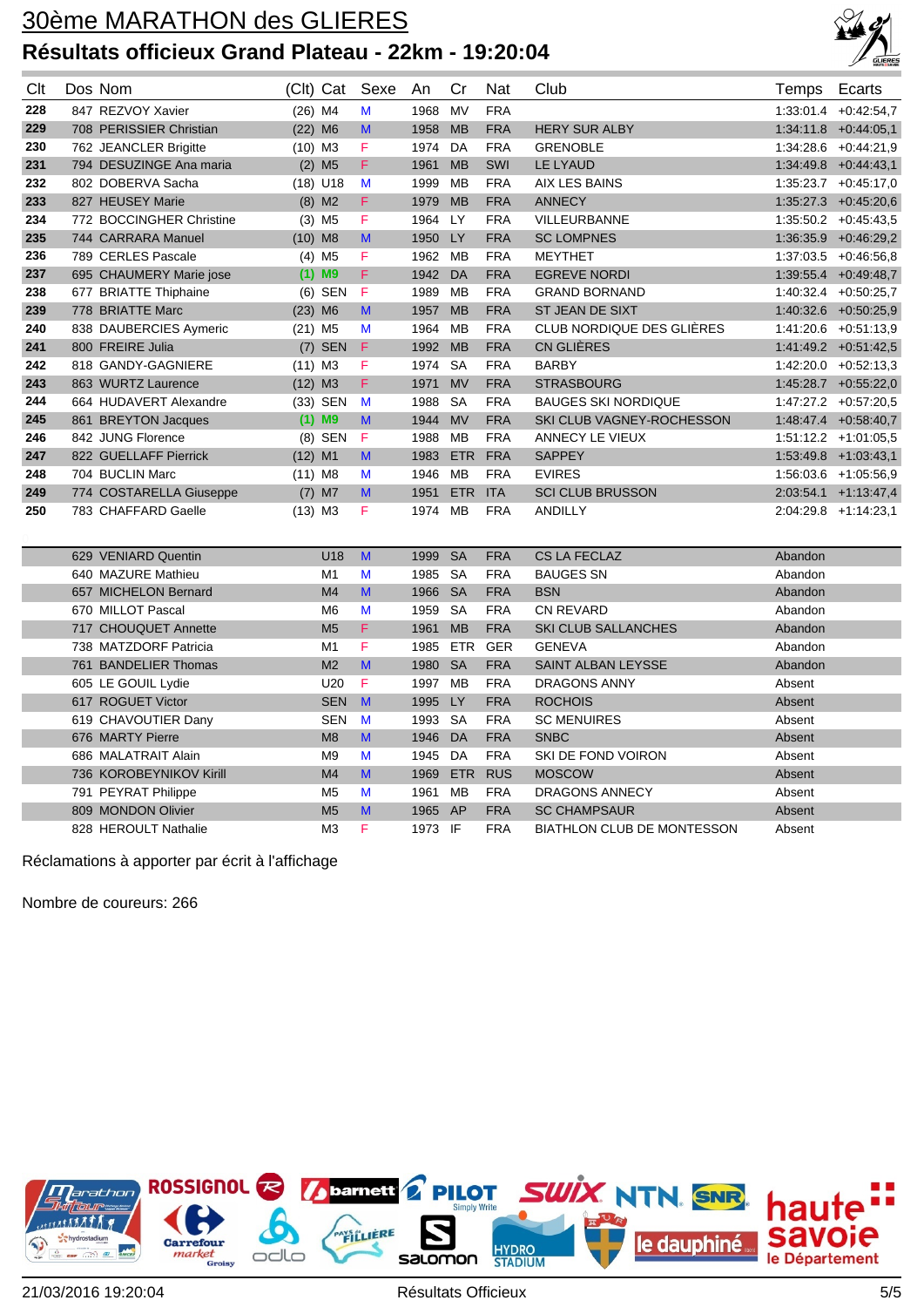# 30ème MARATHON des GLIERES

## Résultats officieux Grand Plateau - 22km - 19:20:04

| Clt | Dos | Nom | (Clt) | Cat | Sexe | An | Cr | Nat | Club | Temps | Ecarts |
|---|---|---|---|---|---|---|---|---|---|---|---|
| 228 | 847 | REZVOY Xavier | (26) | M4 | M | 1968 | MV | FRA | | 1:33:01.4 | +0:42:54,7 |
| 229 | 708 | PERISSIER Christian | (22) | M6 | M | 1958 | MB | FRA | HERY SUR ALBY | 1:34:11.8 | +0:44:05,1 |
| 230 | 762 | JEANCLER Brigitte | (10) | M3 | F | 1974 | DA | FRA | GRENOBLE | 1:34:28.6 | +0:44:21,9 |
| 231 | 794 | DESUZINGE Ana maria | (2) | M5 | F | 1961 | MB | SWI | LE LYAUD | 1:34:49.8 | +0:44:43,1 |
| 232 | 802 | DOBERVA Sacha | (18) | U18 | M | 1999 | MB | FRA | AIX LES BAINS | 1:35:23.7 | +0:45:17,0 |
| 233 | 827 | HEUSEY Marie | (8) | M2 | F | 1979 | MB | FRA | ANNECY | 1:35:27.3 | +0:45:20,6 |
| 234 | 772 | BOCCINGHER Christine | (3) | M5 | F | 1964 | LY | FRA | VILLEURBANNE | 1:35:50.2 | +0:45:43,5 |
| 235 | 744 | CARRARA Manuel | (10) | M8 | M | 1950 | LY | FRA | SC LOMPNES | 1:36:35.9 | +0:46:29,2 |
| 236 | 789 | CERLES Pascale | (4) | M5 | F | 1962 | MB | FRA | MEYTHET | 1:37:03.5 | +0:46:56,8 |
| 237 | 695 | CHAUMERY Marie jose | (1) | M9 | F | 1942 | DA | FRA | EGREVE NORDI | 1:39:55.4 | +0:49:48,7 |
| 238 | 677 | BRIATTE Thiphaine | (6) | SEN | F | 1989 | MB | FRA | GRAND BORNAND | 1:40:32.4 | +0:50:25,7 |
| 239 | 778 | BRIATTE Marc | (23) | M6 | M | 1957 | MB | FRA | ST JEAN DE SIXT | 1:40:32.6 | +0:50:25,9 |
| 240 | 838 | DAUBERCIES Aymeric | (21) | M5 | M | 1964 | MB | FRA | CLUB NORDIQUE DES GLIÈRES | 1:41:20.6 | +0:51:13,9 |
| 241 | 800 | FREIRE Julia | (7) | SEN | F | 1992 | MB | FRA | CN GLIÈRES | 1:41:49.2 | +0:51:42,5 |
| 242 | 818 | GANDY-GAGNIERE | (11) | M3 | F | 1974 | SA | FRA | BARBY | 1:42:20.0 | +0:52:13,3 |
| 243 | 863 | WURTZ Laurence | (12) | M3 | F | 1971 | MV | FRA | STRASBOURG | 1:45:28.7 | +0:55:22,0 |
| 244 | 664 | HUDAVERT Alexandre | (33) | SEN | M | 1988 | SA | FRA | BAUGES SKI NORDIQUE | 1:47:27.2 | +0:57:20,5 |
| 245 | 861 | BREYTON Jacques | (1) | M9 | M | 1944 | MV | FRA | SKI CLUB VAGNEY-ROCHESSON | 1:48:47.4 | +0:58:40,7 |
| 246 | 842 | JUNG Florence | (8) | SEN | F | 1988 | MB | FRA | ANNECY LE VIEUX | 1:51:12.2 | +1:01:05,5 |
| 247 | 822 | GUELLAFF Pierrick | (12) | M1 | M | 1983 | ETR | FRA | SAPPEY | 1:53:49.8 | +1:03:43,1 |
| 248 | 704 | BUCLIN Marc | (11) | M8 | M | 1946 | MB | FRA | EVIRES | 1:56:03.6 | +1:05:56,9 |
| 249 | 774 | COSTARELLA Giuseppe | (7) | M7 | M | 1951 | ETR | ITA | SCI CLUB BRUSSON | 2:03:54.1 | +1:13:47,4 |
| 250 | 783 | CHAFFARD Gaelle | (13) | M3 | F | 1974 | MB | FRA | ANDILLY | 2:04:29.8 | +1:14:23,1 |
| | 629 | VENIARD Quentin | | U18 | M | 1999 | SA | FRA | CS LA FECLAZ | Abandon | |
| | 640 | MAZURE Mathieu | | M1 | M | 1985 | SA | FRA | BAUGES SN | Abandon | |
| | 657 | MICHELON Bernard | | M4 | M | 1966 | SA | FRA | BSN | Abandon | |
| | 670 | MILLOT Pascal | | M6 | M | 1959 | SA | FRA | CN REVARD | Abandon | |
| | 717 | CHOUQUET Annette | | M5 | F | 1961 | MB | FRA | SKI CLUB SALLANCHES | Abandon | |
| | 738 | MATZDORF Patricia | | M1 | F | 1985 | ETR | GER | GENEVA | Abandon | |
| | 761 | BANDELIER Thomas | | M2 | M | 1980 | SA | FRA | SAINT ALBAN LEYSSE | Abandon | |
| | 605 | LE GOUIL Lydie | | U20 | F | 1997 | MB | FRA | DRAGONS ANNY | Absent | |
| | 617 | ROGUET Victor | | SEN | M | 1995 | LY | FRA | ROCHOIS | Absent | |
| | 619 | CHAVOUTIER Dany | | SEN | M | 1993 | SA | FRA | SC MENUIRES | Absent | |
| | 676 | MARTY Pierre | | M8 | M | 1946 | DA | FRA | SNBC | Absent | |
| | 686 | MALATRAIT Alain | | M9 | M | 1945 | DA | FRA | SKI DE FOND VOIRON | Absent | |
| | 736 | KOROBEYNIKOV Kirill | | M4 | M | 1969 | ETR | RUS | MOSCOW | Absent | |
| | 791 | PEYRAT Philippe | | M5 | M | 1961 | MB | FRA | DRAGONS ANNECY | Absent | |
| | 809 | MONDON Olivier | | M5 | M | 1965 | AP | FRA | SC CHAMPSAUR | Absent | |
| | 828 | HEROULT Nathalie | | M3 | F | 1973 | IF | FRA | BIATHLON CLUB DE MONTESSON | Absent | |

Réclamations à apporter par écrit à l'affichage

Nombre de coureurs: 266

21/03/2016 19:20:04 Résultats Officieux